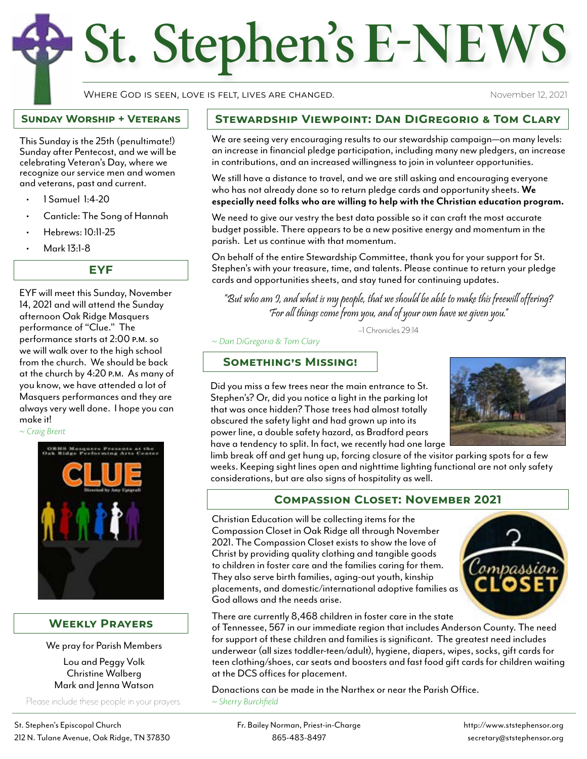# St. Stephen's E-NEWS

Where God is seen, love is felt, lives are changed.

November 12, 2021

## Sunday Worship + Veterans

This Sunday is the 25th (penultimate!) Sunday after Pentecost, and we will be celebrating Veteran's Day, where we recognize our service men and women and veterans, past and current.

- 1 Samuel 1:4-20
- Canticle: The Song of Hannah
- Hebrews: 10:11-25
- Mark 13:1-8

## EYF

EYF will meet this Sunday, November 14, 2021 and will attend the Sunday afternoon Oak Ridge Masquers performance of "Clue." The performance starts at 2:00 P.M. so we will walk over to the high school from the church. We should be back at the church by 4:20 P.M. As many of you know, we have attended a lot of Masquers performances and they are always very well done. I hope you can make it!

*~ Craig Brent*

## Weekly Prayers

We pray for Parish Members

Lou and Peggy Volk
Christine Walberg
Mark and Jenna Watson

Please include these people in your prayers.

## Stewardship Viewpoint: Dan DiGregorio & Tom Clary

We are seeing very encouraging results to our stewardship campaign—on many levels: an increase in financial pledge participation, including many new pledgers, an increase in contributions, and an increased willingness to join in volunteer opportunities.

We still have a distance to travel, and we are still asking and encouraging everyone who has not already done so to return pledge cards and opportunity sheets. **We especially need folks who are willing to help with the Christian education program.**

We need to give our vestry the best data possible so it can craft the most accurate budget possible. There appears to be a new positive energy and momentum in the parish. Let us continue with that momentum.

On behalf of the entire Stewardship Committee, thank you for your support for St. Stephen's with your treasure, time, and talents. Please continue to return your pledge cards and opportunities sheets, and stay tuned for continuing updates.

*"But who am I, and what is my people, that we should be able to make this freewill offering? For all things come from you, and of your own have we given you."*

–1 Chronicles 29:14

*~ Dan DiGregorio & Tom Clary*

## Something's Missing!

Did you miss a few trees near the main entrance to St. Stephen's? Or, did you notice a light in the parking lot that was once hidden? Those trees had almost totally obscured the safety light and had grown up into its power line, a double safety hazard, as Bradford pears have a tendency to split. In fact, we recently had one large limb break off and get hung up, forcing closure of the visitor parking spots for a few weeks. Keeping sight lines open and nighttime lighting functional are not only safety considerations, but are also signs of hospitality as well.

## Compassion Closet: November 2021

Christian Education will be collecting items for the Compassion Closet in Oak Ridge all through November 2021. The Compassion Closet exists to show the love of Christ by providing quality clothing and tangible goods to children in foster care and the families caring for them. They also serve birth families, aging-out youth, kinship placements, and domestic/international adoptive families as God allows and the needs arise.

There are currently 8,468 children in foster care in the state of Tennessee, 567 in our immediate region that includes Anderson County. The need for support of these children and families is significant. The greatest need includes underwear (all sizes toddler-teen/adult), hygiene, diapers, wipes, socks, gift cards for teen clothing/shoes, car seats and boosters and fast food gift cards for children waiting at the DCS offices for placement.

Donactions can be made in the Narthex or near the Parish Office.

*~ Sherry Burchfield*

St. Stephen's Episcopal Church
212 N. Tulane Avenue, Oak Ridge, TN 37830

Fr. Bailey Norman, Priest-in-Charge
865-483-8497

http://www.ststephensor.org
secretary@ststephensor.org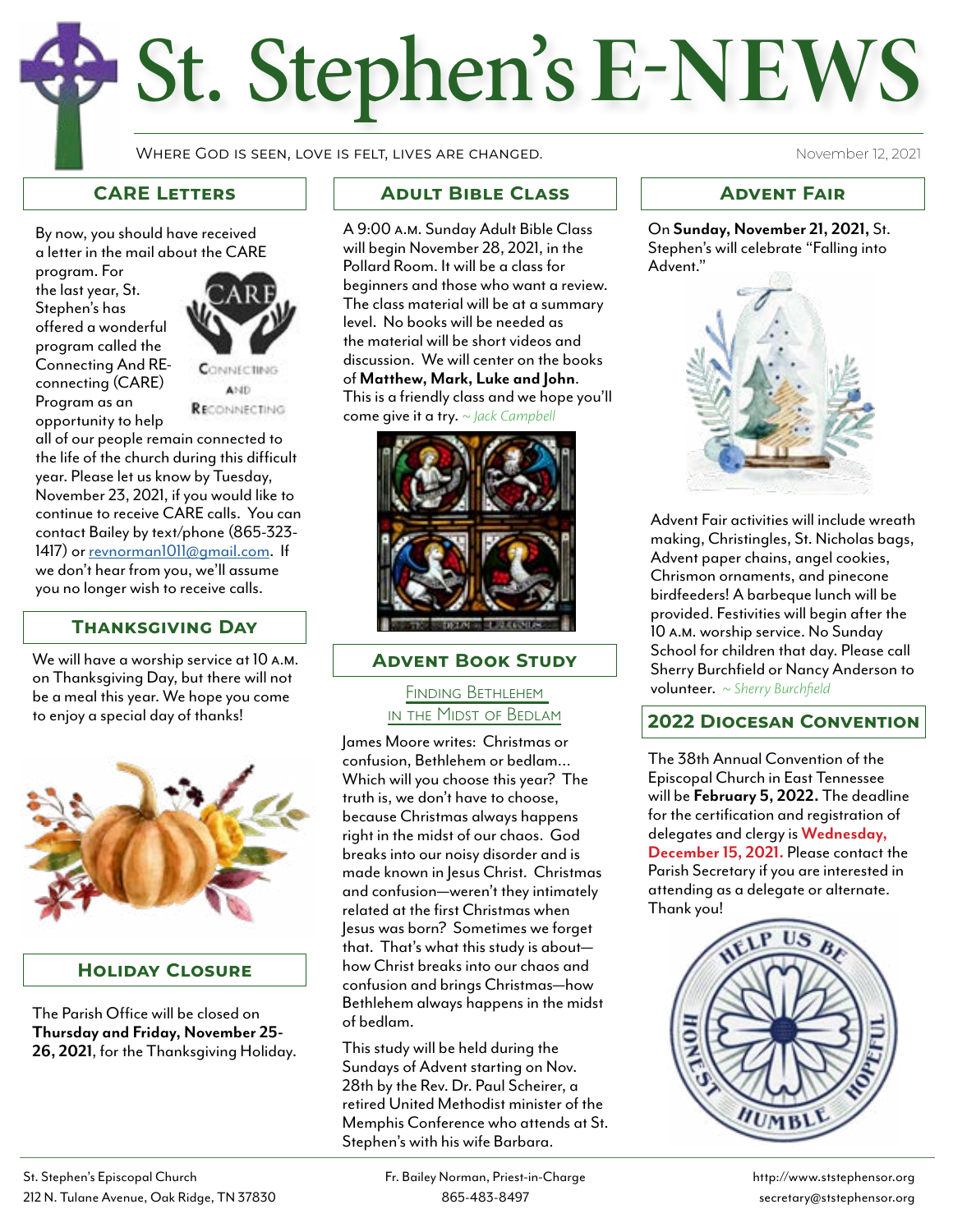# St. Stephen's E-NEWS

Where God is seen, love is felt, lives are changed.

November 12, 2021

## CARE Letters

By now, you should have received a letter in the mail about the CARE program. For the last year, St. Stephen's has offered a wonderful program called the Connecting And RE-connecting (CARE) Program as an opportunity to help all of our people remain connected to the life of the church during this difficult year. Please let us know by Tuesday, November 23, 2021, if you would like to continue to receive CARE calls. You can contact Bailey by text/phone (865-323-1417) or revnorman1011@gmail.com. If we don't hear from you, we'll assume you no longer wish to receive calls.

## Thanksgiving Day

We will have a worship service at 10 A.M. on Thanksgiving Day, but there will not be a meal this year. We hope you come to enjoy a special day of thanks!

## Holiday Closure

The Parish Office will be closed on **Thursday and Friday, November 25-26, 2021**, for the Thanksgiving Holiday.

## Adult Bible Class

A 9:00 A.M. Sunday Adult Bible Class will begin November 28, 2021, in the Pollard Room. It will be a class for beginners and those who want a review. The class material will be at a summary level. No books will be needed as the material will be short videos and discussion. We will center on the books of **Matthew, Mark, Luke and John**. This is a friendly class and we hope you'll come give it a try. *~ Jack Campbell*

## Advent Book Study

### Finding Bethlehem in the Midst of Bedlam

James Moore writes: Christmas or confusion, Bethlehem or bedlam… Which will you choose this year? The truth is, we don't have to choose, because Christmas always happens right in the midst of our chaos. God breaks into our noisy disorder and is made known in Jesus Christ. Christmas and confusion—weren't they intimately related at the first Christmas when Jesus was born? Sometimes we forget that. That's what this study is about—how Christ breaks into our chaos and confusion and brings Christmas—how Bethlehem always happens in the midst of bedlam.

This study will be held during the Sundays of Advent starting on Nov. 28th by the Rev. Dr. Paul Scheirer, a retired United Methodist minister of the Memphis Conference who attends at St. Stephen's with his wife Barbara.

## Advent Fair

On **Sunday, November 21, 2021,** St. Stephen's will celebrate "Falling into Advent."

Advent Fair activities will include wreath making, Christingles, St. Nicholas bags, Advent paper chains, angel cookies, Chrismon ornaments, and pinecone birdfeeders! A barbeque lunch will be provided. Festivities will begin after the 10 A.M. worship service. No Sunday School for children that day. Please call Sherry Burchfield or Nancy Anderson to volunteer. *~ Sherry Burchfield*

## 2022 Diocesan Convention

The 38th Annual Convention of the Episcopal Church in East Tennessee will be **February 5, 2022.** The deadline for the certification and registration of delegates and clergy is **Wednesday, December 15, 2021.** Please contact the Parish Secretary if you are interested in attending as a delegate or alternate. Thank you!

St. Stephen's Episcopal Church
212 N. Tulane Avenue, Oak Ridge, TN 37830

Fr. Bailey Norman, Priest-in-Charge
865-483-8497

http://www.ststephensor.org
secretary@ststephensor.org